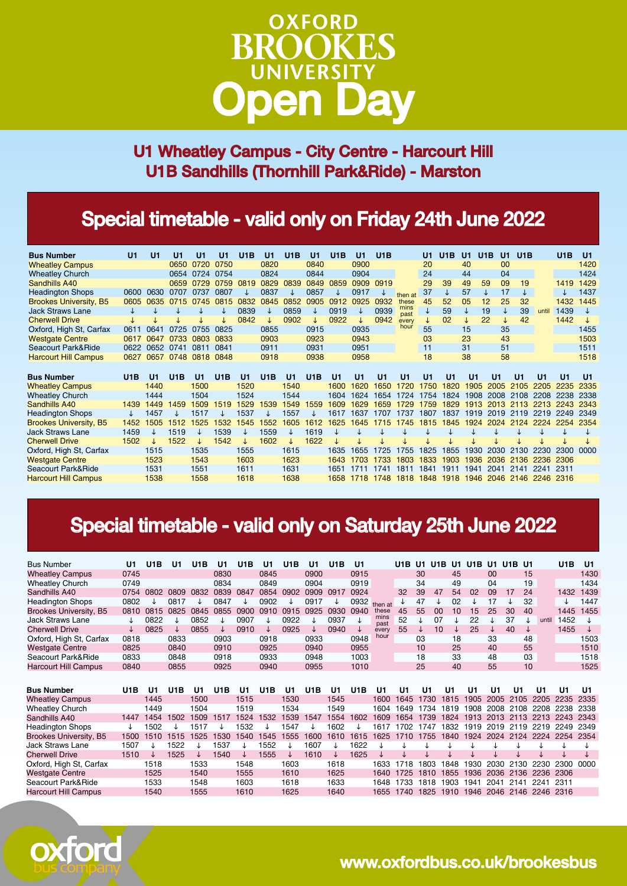# OXFORD BROOKES UNIVERSITY

# Open Day

## U1 Wheatley Campus - City Centre - Harcourt Hill
## U1B Sandhills (Thornhill Park&Ride) - Marston

## Special timetable - valid only on Friday 24th June 2022

| Bus Number | U1 | U1 | U1 | U1 | U1 | U1B | U1 | U1B | U1 | U1B | U1 | U1B | | U1 | U1B | U1 | U1B | U1 | U1B | | U1B | U1 |
|---|---|---|---|---|---|---|---|---|---|---|---|---|---|---|---|---|---|---|---|---|---|---|
| Wheatley Campus | | | 0650 | 0720 | 0750 | | 0820 | | 0840 | | 0900 | | then at these mins past every hour | 20 | | 40 | | 00 | | until | | 1420 |
| Wheatley Church | | | 0654 | 0724 | 0754 | | 0824 | | 0844 | | 0904 | | | 24 | | 44 | | 04 | | | | 1424 |
| Sandhills A40 | | | 0659 | 0729 | 0759 | 0819 | 0829 | 0839 | 0849 | 0859 | 0909 | 0919 | | 29 | 39 | 49 | 59 | 09 | 19 | | 1419 | 1429 |
| Headington Shops | 0600 | 0630 | 0707 | 0737 | 0807 | ↓ | 0837 | ↓ | 0857 | ↓ | 0917 | ↓ | | 37 | ↓ | 57 | ↓ | 17 | ↓ | | ↓ | 1437 |
| Brookes University, B5 | 0605 | 0635 | 0715 | 0745 | 0815 | 0832 | 0845 | 0852 | 0905 | 0912 | 0925 | 0932 | | 45 | 52 | 05 | 12 | 25 | 32 | | 1432 | 1445 |
| Jack Straws Lane | ↓ | ↓ | ↓ | ↓ | ↓ | 0839 | ↓ | 0859 | ↓ | 0919 | ↓ | 0939 | | ↓ | 59 | ↓ | 19 | ↓ | 39 | | 1439 | ↓ |
| Cherwell Drive | ↓ | ↓ | ↓ | ↓ | ↓ | 0842 | ↓ | 0902 | ↓ | 0922 | ↓ | 0942 | | ↓ | 02 | ↓ | 22 | ↓ | 42 | | 1442 | ↓ |
| Oxford, High St, Carfax | 0611 | 0641 | 0725 | 0755 | 0825 | | 0855 | | 0915 | | 0935 | | | 55 | | 15 | | 35 | | | | 1455 |
| Westgate Centre | 0617 | 0647 | 0733 | 0803 | 0833 | | 0903 | | 0923 | | 0943 | | | 03 | | 23 | | 43 | | | | 1503 |
| Seacourt Park&Ride | 0622 | 0652 | 0741 | 0811 | 0841 | | 0911 | | 0931 | | 0951 | | | 11 | | 31 | | 51 | | | | 1511 |
| Harcourt Hill Campus | 0627 | 0657 | 0748 | 0818 | 0848 | | 0918 | | 0938 | | 0958 | | | 18 | | 38 | | 58 | | | | 1518 |

| Bus Number | U1B | U1 | U1B | U1 | U1B | U1 | U1B | U1 | U1B | U1 | U1 | U1 | U1 | U1 | U1 | U1 | U1 | U1 | U1 | U1 | U1 |
|---|---|---|---|---|---|---|---|---|---|---|---|---|---|---|---|---|---|---|---|---|---|
| Wheatley Campus | | 1440 | | 1500 | | 1520 | | 1540 | | 1600 | 1620 | 1650 | 1720 | 1750 | 1820 | 1905 | 2005 | 2105 | 2205 | 2235 | 2335 |
| Wheatley Church | | 1444 | | 1504 | | 1524 | | 1544 | | 1604 | 1624 | 1654 | 1724 | 1754 | 1824 | 1908 | 2008 | 2108 | 2208 | 2238 | 2338 |
| Sandhills A40 | 1439 | 1449 | 1459 | 1509 | 1519 | 1529 | 1539 | 1549 | 1559 | 1609 | 1629 | 1659 | 1729 | 1759 | 1829 | 1913 | 2013 | 2113 | 2213 | 2243 | 2343 |
| Headington Shops | ↓ | 1457 | ↓ | 1517 | ↓ | 1537 | ↓ | 1557 | ↓ | 1617 | 1637 | 1707 | 1737 | 1807 | 1837 | 1919 | 2019 | 2119 | 2219 | 2249 | 2349 |
| Brookes University, B5 | 1452 | 1505 | 1512 | 1525 | 1532 | 1545 | 1552 | 1605 | 1612 | 1625 | 1645 | 1715 | 1745 | 1815 | 1845 | 1924 | 2024 | 2124 | 2224 | 2254 | 2354 |
| Jack Straws Lane | 1459 | ↓ | 1519 | ↓ | 1539 | ↓ | 1559 | ↓ | 1619 | ↓ | ↓ | ↓ | ↓ | ↓ | ↓ | ↓ | ↓ | ↓ | ↓ | ↓ | ↓ |
| Cherwell Drive | 1502 | ↓ | 1522 | ↓ | 1542 | ↓ | 1602 | ↓ | 1622 | ↓ | ↓ | ↓ | ↓ | ↓ | ↓ | ↓ | ↓ | ↓ | ↓ | ↓ | ↓ |
| Oxford, High St, Carfax | | 1515 | | 1535 | | 1555 | | 1615 | | 1635 | 1655 | 1725 | 1755 | 1825 | 1855 | 1930 | 2030 | 2130 | 2230 | 2300 | 0000 |
| Westgate Centre | | 1523 | | 1543 | | 1603 | | 1623 | | 1643 | 1703 | 1733 | 1803 | 1833 | 1903 | 1936 | 2036 | 2136 | 2236 | 2306 | |
| Seacourt Park&Ride | | 1531 | | 1551 | | 1611 | | 1631 | | 1651 | 1711 | 1741 | 1811 | 1841 | 1911 | 1941 | 2041 | 2141 | 2241 | 2311 | |
| Harcourt Hill Campus | | 1538 | | 1558 | | 1618 | | 1638 | | 1658 | 1718 | 1748 | 1818 | 1848 | 1918 | 1946 | 2046 | 2146 | 2246 | 2316 | |

## Special timetable - valid only on Saturday 25th June 2022

| Bus Number | U1 | U1B | U1 | U1B | U1 | U1B | U1 | U1B | U1 | U1B | U1 | | U1B | U1 | U1B | U1 | U1B | U1 | U1B | U1 | | U1B | U1 |
|---|---|---|---|---|---|---|---|---|---|---|---|---|---|---|---|---|---|---|---|---|---|---|---|
| Wheatley Campus | 0745 | | | | 0830 | | 0845 | | 0900 | | 0915 | then at these mins past every hour | | 30 | | 45 | | 00 | | 15 | until | | 1430 |
| Wheatley Church | 0749 | | | | 0834 | | 0849 | | 0904 | | 0919 | | | 34 | | 49 | | 04 | | 19 | | | 1434 |
| Sandhills A40 | 0754 | 0802 | 0809 | 0832 | 0839 | 0847 | 0854 | 0902 | 0909 | 0917 | 0924 | | 32 | 39 | 47 | 54 | 02 | 09 | 17 | 24 | | 1432 | 1439 |
| Headington Shops | 0802 | ↓ | 0817 | ↓ | 0847 | ↓ | 0902 | ↓ | 0917 | ↓ | 0932 | | ↓ | 47 | ↓ | 02 | ↓ | 17 | ↓ | 32 | | ↓ | 1447 |
| Brookes University, B5 | 0810 | 0815 | 0825 | 0845 | 0855 | 0900 | 0910 | 0915 | 0925 | 0930 | 0940 | | 45 | 55 | 00 | 10 | 15 | 25 | 30 | 40 | | 1445 | 1455 |
| Jack Straws Lane | ↓ | 0822 | ↓ | 0852 | ↓ | 0907 | ↓ | 0922 | ↓ | 0937 | ↓ | | 52 | ↓ | 07 | ↓ | 22 | ↓ | 37 | ↓ | | 1452 | ↓ |
| Cherwell Drive | ↓ | 0825 | ↓ | 0855 | ↓ | 0910 | ↓ | 0925 | ↓ | 0940 | ↓ | | 55 | ↓ | 10 | ↓ | 25 | ↓ | 40 | ↓ | | 1455 | ↓ |
| Oxford, High St, Carfax | 0818 | | 0833 | | 0903 | | 0918 | | 0933 | | 0948 | | | 03 | | 18 | | 33 | | 48 | | | 1503 |
| Westgate Centre | 0825 | | 0840 | | 0910 | | 0925 | | 0940 | | 0955 | | | 10 | | 25 | | 40 | | 55 | | | 1510 |
| Seacourt Park&Ride | 0833 | | 0848 | | 0918 | | 0933 | | 0948 | | 1003 | | | 18 | | 33 | | 48 | | 03 | | | 1518 |
| Harcourt Hill Campus | 0840 | | 0855 | | 0925 | | 0940 | | 0955 | | 1010 | | | 25 | | 40 | | 55 | | 10 | | | 1525 |

| Bus Number | U1B | U1 | U1B | U1 | U1B | U1 | U1B | U1 | U1B | U1 | U1B | U1 | U1 | U1 | U1 | U1 | U1 | U1 | U1 | U1 | U1 |
|---|---|---|---|---|---|---|---|---|---|---|---|---|---|---|---|---|---|---|---|---|---|
| Wheatley Campus | | 1445 | | 1500 | | 1515 | | 1530 | | 1545 | | 1600 | 1645 | 1730 | 1815 | 1905 | 2005 | 2105 | 2205 | 2235 | 2335 |
| Wheatley Church | | 1449 | | 1504 | | 1519 | | 1534 | | 1549 | | 1604 | 1649 | 1734 | 1819 | 1908 | 2008 | 2108 | 2208 | 2238 | 2338 |
| Sandhills A40 | 1447 | 1454 | 1502 | 1509 | 1517 | 1524 | 1532 | 1539 | 1547 | 1554 | 1602 | 1609 | 1654 | 1739 | 1824 | 1913 | 2013 | 2113 | 2213 | 2243 | 2343 |
| Headington Shops | ↓ | 1502 | ↓ | 1517 | ↓ | 1532 | ↓ | 1547 | ↓ | 1602 | ↓ | 1617 | 1702 | 1747 | 1832 | 1919 | 2019 | 2119 | 2219 | 2249 | 2349 |
| Brookes University, B5 | 1500 | 1510 | 1515 | 1525 | 1530 | 1540 | 1545 | 1555 | 1600 | 1610 | 1615 | 1625 | 1710 | 1755 | 1840 | 1924 | 2024 | 2124 | 2224 | 2254 | 2354 |
| Jack Straws Lane | 1507 | ↓ | 1522 | ↓ | 1537 | ↓ | 1552 | ↓ | 1607 | ↓ | 1622 | ↓ | ↓ | ↓ | ↓ | ↓ | ↓ | ↓ | ↓ | ↓ | ↓ |
| Cherwell Drive | 1510 | ↓ | 1525 | ↓ | 1540 | ↓ | 1555 | ↓ | 1610 | ↓ | 1625 | ↓ | ↓ | ↓ | ↓ | ↓ | ↓ | ↓ | ↓ | ↓ | ↓ |
| Oxford, High St, Carfax | | 1518 | | 1533 | | 1548 | | 1603 | | 1618 | | 1633 | 1718 | 1803 | 1848 | 1930 | 2030 | 2130 | 2230 | 2300 | 0000 |
| Westgate Centre | | 1525 | | 1540 | | 1555 | | 1610 | | 1625 | | 1640 | 1725 | 1810 | 1855 | 1936 | 2036 | 2136 | 2236 | 2306 | |
| Seacourt Park&Ride | | 1533 | | 1548 | | 1603 | | 1618 | | 1633 | | 1648 | 1733 | 1818 | 1903 | 1941 | 2041 | 2141 | 2241 | 2311 | |
| Harcourt Hill Campus | | 1540 | | 1555 | | 1610 | | 1625 | | 1640 | | 1655 | 1740 | 1825 | 1910 | 1946 | 2046 | 2146 | 2246 | 2316 | |

oxford bus company

www.oxfordbus.co.uk/brookesbus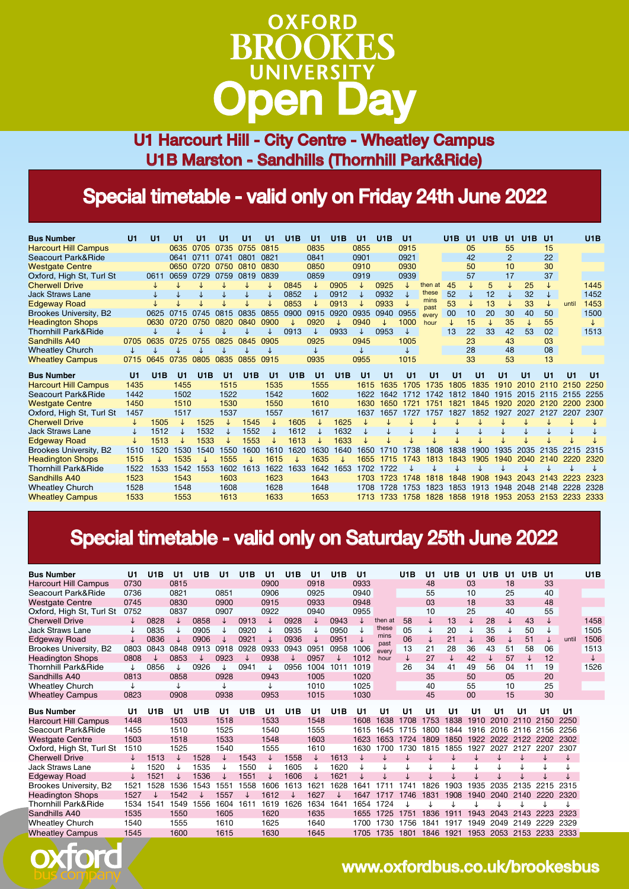# OXFORD BROOKES UNIVERSITY Open Day

## U1 Harcourt Hill - City Centre - Wheatley Campus
## U1B Marston - Sandhills (Thornhill Park&Ride)

## Special timetable - valid only on Friday 24th June 2022

| Bus Number | U1 | U1 | U1 | U1 | U1 | U1 | U1 | U1B | U1 | U1B | U1 | U1B | U1 | | U1B | U1 | U1B | U1 | U1B | U1 | | U1B |
|---|---|---|---|---|---|---|---|---|---|---|---|---|---|---|---|---|---|---|---|---|---|---|
| Harcourt Hill Campus | | | 0635 | 0705 | 0735 | 0755 | 0815 | | 0835 | | 0855 | | 0915 | | | 05 | | 55 | | 15 | | |
| Seacourt Park&Ride | | | 0641 | 0711 | 0741 | 0801 | 0821 | | 0841 | | 0901 | | 0921 | | | 42 | | 2 | | 22 | | |
| Westgate Centre | | | 0650 | 0720 | 0750 | 0810 | 0830 | | 0850 | | 0910 | | 0930 | | | 50 | | 10 | | 30 | | |
| Oxford, High St, Turl St | | 0611 | 0659 | 0729 | 0759 | 0819 | 0839 | | 0859 | | 0919 | | 0939 | | | 57 | | 17 | | 37 | | |
| Cherwell Drive | | ↓ | ↓ | ↓ | ↓ | ↓ | ↓ | 0845 | ↓ | 0905 | ↓ | 0925 | ↓ | then at | 45 | ↓ | 5 | ↓ | 25 | ↓ | | 1445 |
| Jack Straws Lane | | ↓ | ↓ | ↓ | ↓ | ↓ | ↓ | 0852 | ↓ | 0912 | ↓ | 0932 | ↓ | these | 52 | ↓ | 12 | ↓ | 32 | ↓ | | 1452 |
| Edgeway Road | | ↓ | ↓ | ↓ | ↓ | ↓ | ↓ | 0853 | ↓ | 0913 | ↓ | 0933 | ↓ | mins past | 53 | ↓ | 13 | ↓ | 33 | ↓ | until | 1453 |
| Brookes University, B2 | | 0625 | 0715 | 0745 | 0815 | 0835 | 0855 | 0900 | 0915 | 0920 | 0935 | 0940 | 0955 | every | 00 | 10 | 20 | 30 | 40 | 50 | | 1500 |
| Headington Shops | | 0630 | 0720 | 0750 | 0820 | 0840 | 0900 | ↓ | 0920 | ↓ | 0940 | ↓ | 1000 | hour | ↓ | 15 | ↓ | 35 | ↓ | 55 | | ↓ |
| Thornhill Park&Ride | | ↓ | ↓ | ↓ | ↓ | ↓ | ↓ | 0913 | ↓ | 0933 | ↓ | 0953 | ↓ | | 13 | 22 | 33 | 42 | 53 | 02 | | 1513 |
| Sandhills A40 | 0705 | 0635 | 0725 | 0755 | 0825 | 0845 | 0905 | | 0925 | | 0945 | | 1005 | | | 23 | | 43 | | 03 | | |
| Wheatley Church | ↓ | ↓ | ↓ | ↓ | ↓ | ↓ | ↓ | | ↓ | | ↓ | | ↓ | | | 28 | | 48 | | 08 | | |
| Wheatley Campus | 0715 | 0645 | 0735 | 0805 | 0835 | 0855 | 0915 | | 0935 | | 0955 | | 1015 | | | 33 | | 53 | | 13 | | |

| Bus Number | U1 | U1B | U1 | U1B | U1 | U1B | U1 | U1B | U1 | U1B | U1 | U1 | U1 | U1 | U1 | U1 | U1 | U1 | U1 | U1 | U1 |
|---|---|---|---|---|---|---|---|---|---|---|---|---|---|---|---|---|---|---|---|---|---|
| Harcourt Hill Campus | 1435 | | 1455 | | 1515 | | 1535 | | 1555 | | 1615 | 1635 | 1705 | 1735 | 1805 | 1835 | 1910 | 2010 | 2110 | 2150 | 2250 |
| Seacourt Park&Ride | 1442 | | 1502 | | 1522 | | 1542 | | 1602 | | 1622 | 1642 | 1712 | 1742 | 1812 | 1840 | 1915 | 2015 | 2115 | 2155 | 2255 |
| Westgate Centre | 1450 | | 1510 | | 1530 | | 1550 | | 1610 | | 1630 | 1650 | 1721 | 1751 | 1821 | 1845 | 1920 | 2020 | 2120 | 2200 | 2300 |
| Oxford, High St, Turl St | 1457 | | 1517 | | 1537 | | 1557 | | 1617 | | 1637 | 1657 | 1727 | 1757 | 1827 | 1852 | 1927 | 2027 | 2127 | 2207 | 2307 |
| Cherwell Drive | ↓ | 1505 | ↓ | 1525 | ↓ | 1545 | ↓ | 1605 | ↓ | 1625 | ↓ | ↓ | ↓ | ↓ | ↓ | ↓ | ↓ | ↓ | ↓ | ↓ | ↓ |
| Jack Straws Lane | ↓ | 1512 | ↓ | 1532 | ↓ | 1552 | ↓ | 1612 | ↓ | 1632 | ↓ | ↓ | ↓ | ↓ | ↓ | ↓ | ↓ | ↓ | ↓ | ↓ | ↓ |
| Edgeway Road | ↓ | 1513 | ↓ | 1533 | ↓ | 1553 | ↓ | 1613 | ↓ | 1633 | ↓ | ↓ | ↓ | ↓ | ↓ | ↓ | ↓ | ↓ | ↓ | ↓ | ↓ |
| Brookes University, B2 | 1510 | 1520 | 1530 | 1540 | 1550 | 1600 | 1610 | 1620 | 1630 | 1640 | 1650 | 1710 | 1738 | 1808 | 1838 | 1900 | 1935 | 2035 | 2135 | 2215 | 2315 |
| Headington Shops | 1515 | ↓ | 1535 | ↓ | 1555 | ↓ | 1615 | ↓ | 1635 | ↓ | 1655 | 1715 | 1743 | 1813 | 1843 | 1905 | 1940 | 2040 | 2140 | 2220 | 2320 |
| Thornhill Park&Ride | 1522 | 1533 | 1542 | 1553 | 1602 | 1613 | 1622 | 1633 | 1642 | 1653 | 1702 | 1722 | ↓ | ↓ | ↓ | ↓ | ↓ | ↓ | ↓ | ↓ | ↓ |
| Sandhills A40 | 1523 | | 1543 | | 1603 | | 1623 | | 1643 | | 1703 | 1723 | 1748 | 1818 | 1848 | 1908 | 1943 | 2043 | 2143 | 2223 | 2323 |
| Wheatley Church | 1528 | | 1548 | | 1608 | | 1628 | | 1648 | | 1708 | 1728 | 1753 | 1823 | 1853 | 1913 | 1948 | 2048 | 2148 | 2228 | 2328 |
| Wheatley Campus | 1533 | | 1553 | | 1613 | | 1633 | | 1653 | | 1713 | 1733 | 1758 | 1828 | 1858 | 1918 | 1953 | 2053 | 2153 | 2233 | 2333 |

## Special timetable - valid only on Saturday 25th June 2022

| Bus Number | U1 | U1B | U1 | U1B | U1 | U1B | U1 | U1B | U1 | U1B | U1 | | U1B | U1 | U1B | U1 | U1B | U1 | U1B | U1 | | U1B |
|---|---|---|---|---|---|---|---|---|---|---|---|---|---|---|---|---|---|---|---|---|---|---|
| Harcourt Hill Campus | 0730 | | 0815 | | | | 0900 | | 0918 | | 0933 | | | 48 | | 03 | | 18 | | 33 | | |
| Seacourt Park&Ride | 0736 | | 0821 | | 0851 | | 0906 | | 0925 | | 0940 | | | 55 | | 10 | | 25 | | 40 | | |
| Westgate Centre | 0745 | | 0830 | | 0900 | | 0915 | | 0933 | | 0948 | | | 03 | | 18 | | 33 | | 48 | | |
| Oxford, High St, Turl St | 0752 | | 0837 | | 0907 | | 0922 | | 0940 | | 0955 | | | 10 | | 25 | | 40 | | 55 | | |
| Cherwell Drive | ↓ | 0828 | ↓ | 0858 | ↓ | 0913 | ↓ | 0928 | ↓ | 0943 | ↓ | then at | 58 | ↓ | 13 | ↓ | 28 | ↓ | 43 | ↓ | | 1458 |
| Jack Straws Lane | ↓ | 0835 | ↓ | 0905 | ↓ | 0920 | ↓ | 0935 | ↓ | 0950 | ↓ | these | 05 | ↓ | 20 | ↓ | 35 | ↓ | 50 | ↓ | | 1505 |
| Edgeway Road | ↓ | 0836 | ↓ | 0906 | ↓ | 0921 | ↓ | 0936 | ↓ | 0951 | ↓ | mins past | 06 | ↓ | 21 | ↓ | 36 | ↓ | 51 | ↓ | until | 1506 |
| Brookes University, B2 | 0803 | 0843 | 0848 | 0913 | 0918 | 0928 | 0933 | 0943 | 0951 | 0958 | 1006 | every | 13 | 21 | 28 | 36 | 43 | 51 | 58 | 06 | | 1513 |
| Headington Shops | 0808 | ↓ | 0853 | ↓ | 0923 | ↓ | 0938 | ↓ | 0957 | ↓ | 1012 | hour | ↓ | 27 | ↓ | 42 | ↓ | 57 | ↓ | 12 | | ↓ |
| Thornhill Park&Ride | ↓ | 0856 | ↓ | 0926 | ↓ | 0941 | ↓ | 0956 | 1004 | 1011 | 1019 | | 26 | 34 | 41 | 49 | 56 | 04 | 11 | 19 | | 1526 |
| Sandhills A40 | 0813 | | 0858 | | 0928 | | 0943 | | 1005 | | 1020 | | | 35 | | 50 | | 05 | | 20 | | |
| Wheatley Church | ↓ | | ↓ | | ↓ | | ↓ | | 1010 | | 1025 | | | 40 | | 55 | | 10 | | 25 | | |
| Wheatley Campus | 0823 | | 0908 | | 0938 | | 0953 | | 1015 | | 1030 | | | 45 | | 00 | | 15 | | 30 | | |

| Bus Number | U1 | U1B | U1 | U1B | U1 | U1B | U1 | U1B | U1 | U1B | U1 | U1 | U1 | U1 | U1 | U1 | U1 | U1 | U1 | U1 |
|---|---|---|---|---|---|---|---|---|---|---|---|---|---|---|---|---|---|---|---|---|
| Harcourt Hill Campus | 1448 | | 1503 | | 1518 | | 1533 | | 1548 | | 1608 | 1638 | 1708 | 1753 | 1838 | 1910 | 2010 | 2110 | 2150 | 2250 |
| Seacourt Park&Ride | 1455 | | 1510 | | 1525 | | 1540 | | 1555 | | 1615 | 1645 | 1715 | 1800 | 1844 | 1916 | 2016 | 2116 | 2156 | 2256 |
| Westgate Centre | 1503 | | 1518 | | 1533 | | 1548 | | 1603 | | 1623 | 1653 | 1724 | 1809 | 1850 | 1922 | 2022 | 2122 | 2202 | 2302 |
| Oxford, High St, Turl St | 1510 | | 1525 | | 1540 | | 1555 | | 1610 | | 1630 | 1700 | 1730 | 1815 | 1855 | 1927 | 2027 | 2127 | 2207 | 2307 |
| Cherwell Drive | ↓ | 1513 | ↓ | 1528 | ↓ | 1543 | ↓ | 1558 | ↓ | 1613 | ↓ | ↓ | ↓ | ↓ | ↓ | ↓ | ↓ | ↓ | ↓ | ↓ |
| Jack Straws Lane | ↓ | 1520 | ↓ | 1535 | ↓ | 1550 | ↓ | 1605 | ↓ | 1620 | ↓ | ↓ | ↓ | ↓ | ↓ | ↓ | ↓ | ↓ | ↓ | ↓ |
| Edgeway Road | ↓ | 1521 | ↓ | 1536 | ↓ | 1551 | ↓ | 1606 | ↓ | 1621 | ↓ | ↓ | ↓ | ↓ | ↓ | ↓ | ↓ | ↓ | ↓ | ↓ |
| Brookes University, B2 | 1521 | 1528 | 1536 | 1543 | 1551 | 1558 | 1606 | 1613 | 1621 | 1628 | 1641 | 1711 | 1741 | 1826 | 1903 | 1935 | 2035 | 2135 | 2215 | 2315 |
| Headington Shops | 1527 | ↓ | 1542 | ↓ | 1557 | ↓ | 1612 | ↓ | 1627 | ↓ | 1647 | 1717 | 1746 | 1831 | 1908 | 1940 | 2040 | 2140 | 2220 | 2320 |
| Thornhill Park&Ride | 1534 | 1541 | 1549 | 1556 | 1604 | 1611 | 1619 | 1626 | 1634 | 1641 | 1654 | 1724 | ↓ | ↓ | ↓ | ↓ | ↓ | ↓ | ↓ | ↓ |
| Sandhills A40 | 1535 | | 1550 | | 1605 | | 1620 | | 1635 | | 1655 | 1725 | 1751 | 1836 | 1911 | 1943 | 2043 | 2143 | 2223 | 2323 |
| Wheatley Church | 1540 | | 1555 | | 1610 | | 1625 | | 1640 | | 1700 | 1730 | 1756 | 1841 | 1917 | 1949 | 2049 | 2149 | 2229 | 2329 |
| Wheatley Campus | 1545 | | 1600 | | 1615 | | 1630 | | 1645 | | 1705 | 1735 | 1801 | 1846 | 1921 | 1953 | 2053 | 2153 | 2233 | 2333 |

oxford bus company

www.oxfordbus.co.uk/brookesbus